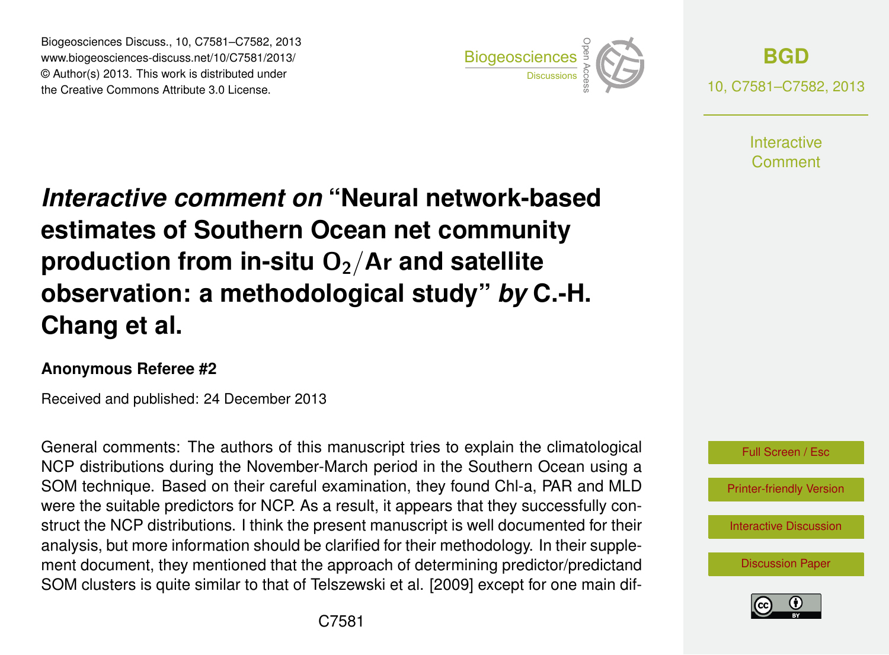# *Interactive comment on* "Neural network-based estimates of Southern Ocean net community production from in-situ $O_2/Ar$ and satellite observation: a methodological study" *by* C.-H. Chang et al.

**Anonymous Referee #2**

Received and published: 24 December 2013

General comments: The authors of this manuscript tries to explain the climatological NCP distributions during the November-March period in the Southern Ocean using a SOM technique. Based on their careful examination, they found Chl-a, PAR and MLD were the suitable predictors for NCP. As a result, it appears that they successfully construct the NCP distributions. I think the present manuscript is well documented for their analysis, but more information should be clarified for their methodology. In their supplement document, they mentioned that the approach of determining predictor/predictand SOM clusters is quite similar to that of Telszewski et al. [2009] except for one main dif-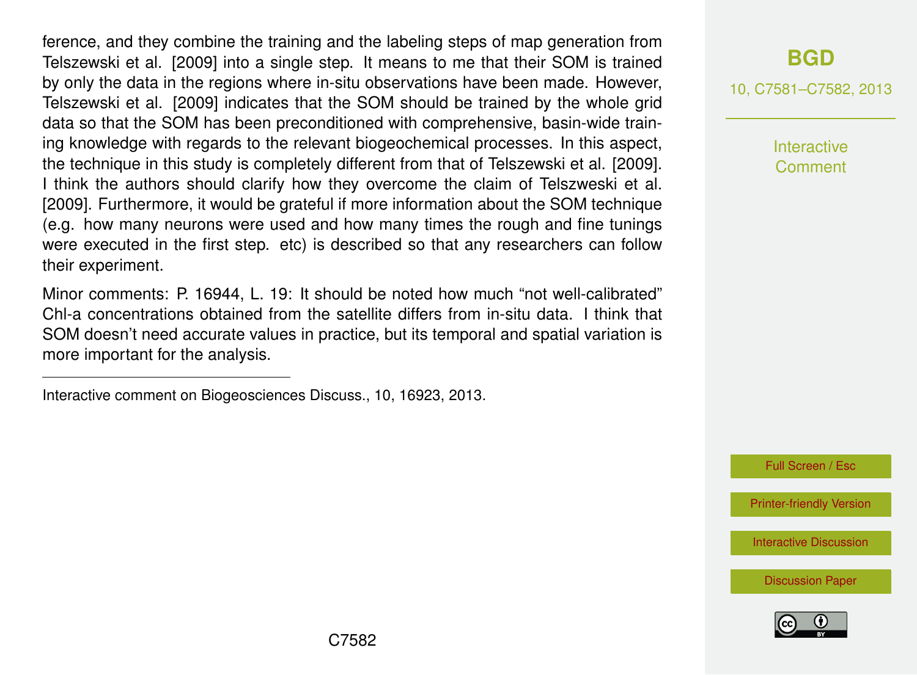ference, and they combine the training and the labeling steps of map generation from Telszewski et al. [2009] into a single step. It means to me that their SOM is trained by only the data in the regions where in-situ observations have been made. However, Telszewski et al. [2009] indicates that the SOM should be trained by the whole grid data so that the SOM has been preconditioned with comprehensive, basin-wide training knowledge with regards to the relevant biogeochemical processes. In this aspect, the technique in this study is completely different from that of Telszewski et al. [2009]. I think the authors should clarify how they overcome the claim of Telszweski et al. [2009]. Furthermore, it would be grateful if more information about the SOM technique (e.g. how many neurons were used and how many times the rough and fine tunings were executed in the first step. etc) is described so that any researchers can follow their experiment.

Minor comments: P. 16944, L. 19: It should be noted how much "not well-calibrated" Chl-a concentrations obtained from the satellite differs from in-situ data. I think that SOM doesn't need accurate values in practice, but its temporal and spatial variation is more important for the analysis.

---

Interactive comment on Biogeosciences Discuss., 10, 16923, 2013.